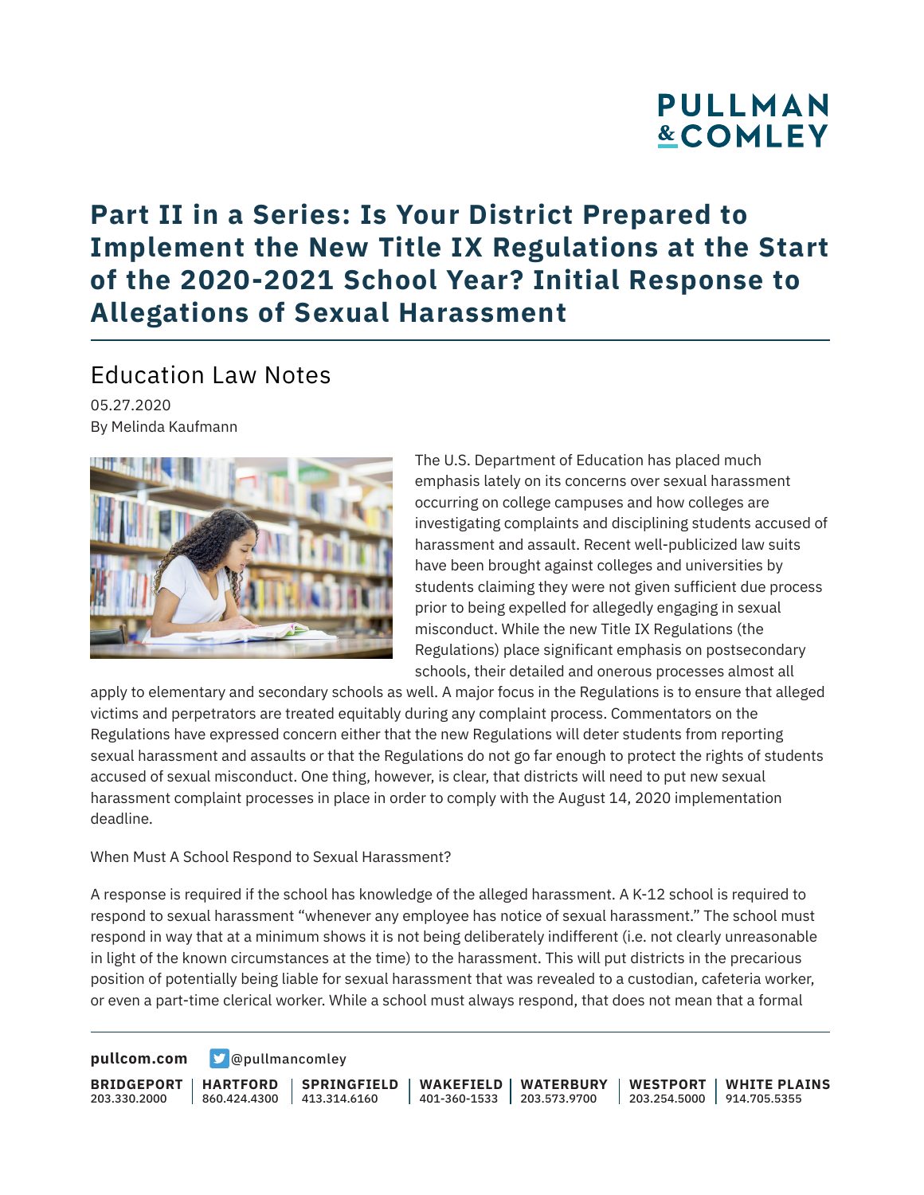# Part II in a Series: Is Your District Prepared to Implement the New Title IX Regulations at the Start of the 2020-2021 School Year? Initial Response to Allegations of Sexual Harassment

## Education Law Notes

05.27.2020

By Melinda Kaufmann

The U.S. Department of Education has placed much emphasis lately on its concerns over sexual harassment occurring on college campuses and how colleges are investigating complaints and disciplining students accused of harassment and assault. Recent well-publicized law suits have been brought against colleges and universities by students claiming they were not given sufficient due process prior to being expelled for allegedly engaging in sexual misconduct. While the new Title IX Regulations (the Regulations) place significant emphasis on postsecondary schools, their detailed and onerous processes almost all apply to elementary and secondary schools as well. A major focus in the Regulations is to ensure that alleged victims and perpetrators are treated equitably during any complaint process. Commentators on the Regulations have expressed concern either that the new Regulations will deter students from reporting sexual harassment and assaults or that the Regulations do not go far enough to protect the rights of students accused of sexual misconduct. One thing, however, is clear, that districts will need to put new sexual harassment complaint processes in place in order to comply with the August 14, 2020 implementation deadline.

When Must A School Respond to Sexual Harassment?

A response is required if the school has knowledge of the alleged harassment. A K-12 school is required to respond to sexual harassment "whenever any employee has notice of sexual harassment." The school must respond in way that at a minimum shows it is not being deliberately indifferent (i.e. not clearly unreasonable in light of the known circumstances at the time) to the harassment. This will put districts in the precarious position of potentially being liable for sexual harassment that was revealed to a custodian, cafeteria worker, or even a part-time clerical worker. While a school must always respond, that does not mean that a formal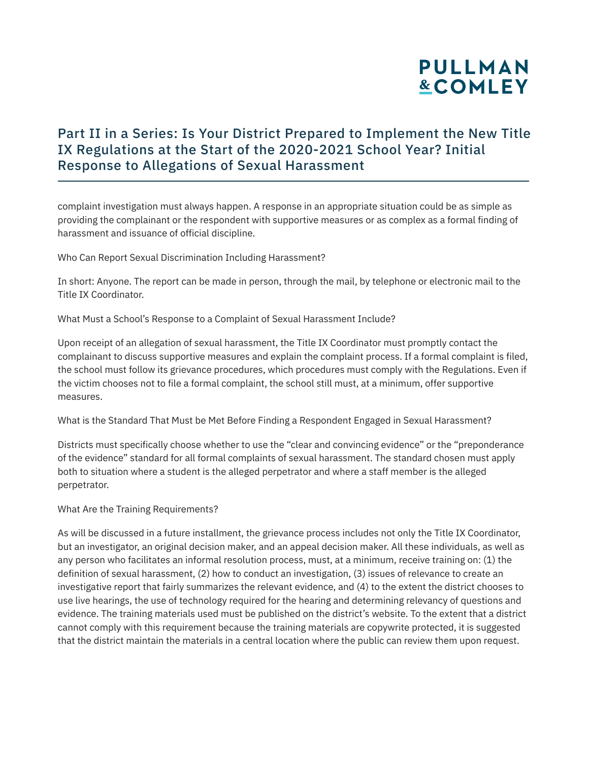complaint investigation must always happen. A response in an appropriate situation could be as simple as providing the complainant or the respondent with supportive measures or as complex as a formal finding of harassment and issuance of official discipline.

Who Can Report Sexual Discrimination Including Harassment?

In short: Anyone. The report can be made in person, through the mail, by telephone or electronic mail to the Title IX Coordinator.

What Must a School's Response to a Complaint of Sexual Harassment Include?

Upon receipt of an allegation of sexual harassment, the Title IX Coordinator must promptly contact the complainant to discuss supportive measures and explain the complaint process. If a formal complaint is filed, the school must follow its grievance procedures, which procedures must comply with the Regulations. Even if the victim chooses not to file a formal complaint, the school still must, at a minimum, offer supportive measures.

What is the Standard That Must be Met Before Finding a Respondent Engaged in Sexual Harassment?

Districts must specifically choose whether to use the "clear and convincing evidence" or the "preponderance of the evidence" standard for all formal complaints of sexual harassment. The standard chosen must apply both to situation where a student is the alleged perpetrator and where a staff member is the alleged perpetrator.

What Are the Training Requirements?

As will be discussed in a future installment, the grievance process includes not only the Title IX Coordinator, but an investigator, an original decision maker, and an appeal decision maker. All these individuals, as well as any person who facilitates an informal resolution process, must, at a minimum, receive training on: (1) the definition of sexual harassment, (2) how to conduct an investigation, (3) issues of relevance to create an investigative report that fairly summarizes the relevant evidence, and (4) to the extent the district chooses to use live hearings, the use of technology required for the hearing and determining relevancy of questions and evidence. The training materials used must be published on the district's website. To the extent that a district cannot comply with this requirement because the training materials are copywrite protected, it is suggested that the district maintain the materials in a central location where the public can review them upon request.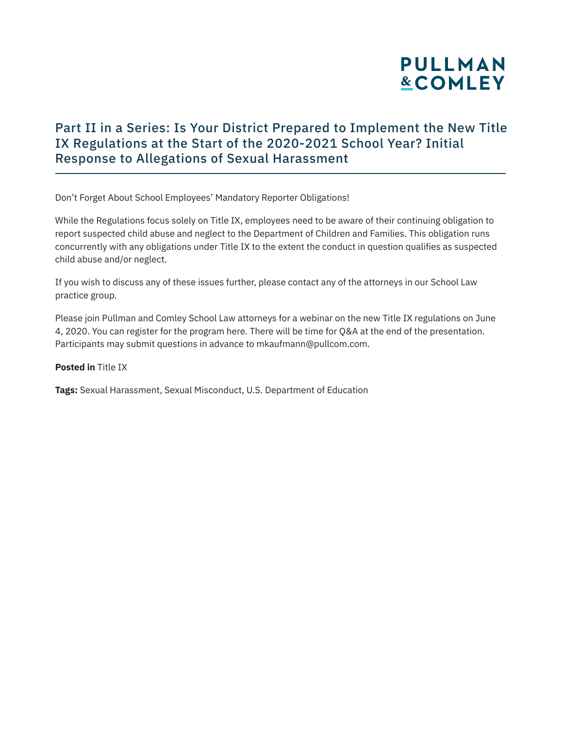# Part II in a Series: Is Your District Prepared to Implement the New Title IX Regulations at the Start of the 2020-2021 School Year? Initial Response to Allegations of Sexual Harassment

Don't Forget About School Employees' Mandatory Reporter Obligations!

While the Regulations focus solely on Title IX, employees need to be aware of their continuing obligation to report suspected child abuse and neglect to the Department of Children and Families. This obligation runs concurrently with any obligations under Title IX to the extent the conduct in question qualifies as suspected child abuse and/or neglect.

If you wish to discuss any of these issues further, please contact any of the attorneys in our School Law practice group.

Please join Pullman and Comley School Law attorneys for a webinar on the new Title IX regulations on June 4, 2020. You can register for the program here. There will be time for Q&A at the end of the presentation. Participants may submit questions in advance to mkaufmann@pullcom.com.

**Posted in** Title IX

**Tags:** Sexual Harassment, Sexual Misconduct, U.S. Department of Education